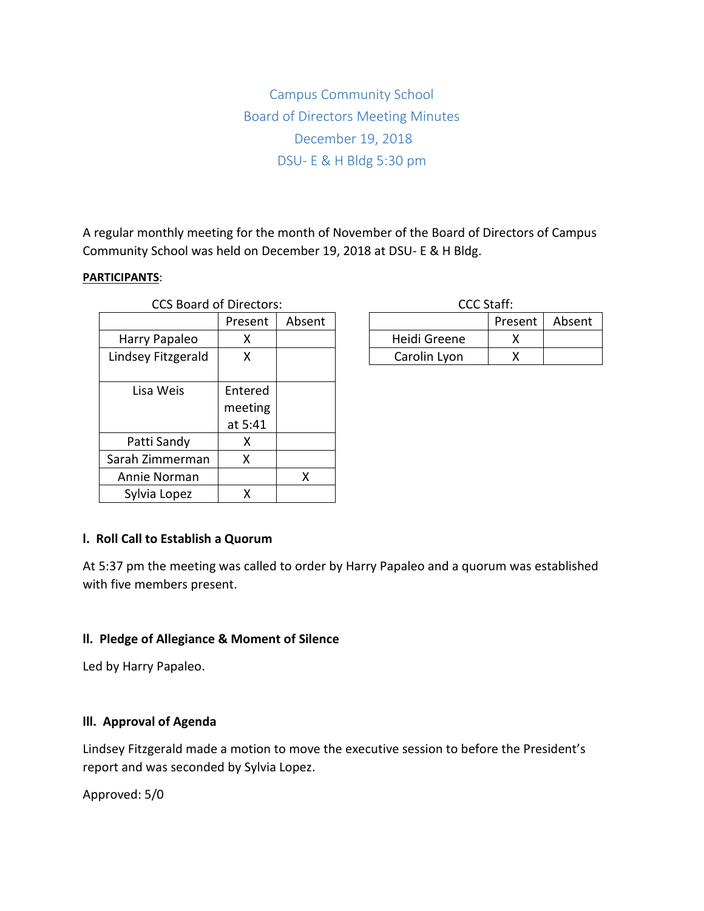# Campus Community School
## Board of Directors Meeting Minutes
### December 19, 2018
### DSU- E & H Bldg 5:30 pm

A regular monthly meeting for the month of November of the Board of Directors of Campus Community School was held on December 19, 2018 at DSU- E & H Bldg.

**PARTICIPANTS**:

CCS Board of Directors:

| | Present | Absent |
|---|---|---|
| Harry Papaleo | X | |
| Lindsey Fitzgerald | X | |
| Lisa Weis | Entered meeting at 5:41 | |
| Patti Sandy | X | |
| Sarah Zimmerman | X | |
| Annie Norman | | X |
| Sylvia Lopez | X | |

CCC Staff:

| | Present | Absent |
|---|---|---|
| Heidi Greene | X | |
| Carolin Lyon | X | |

#### I. Roll Call to Establish a Quorum

At 5:37 pm the meeting was called to order by Harry Papaleo and a quorum was established with five members present.

#### II. Pledge of Allegiance & Moment of Silence

Led by Harry Papaleo.

#### III. Approval of Agenda

Lindsey Fitzgerald made a motion to move the executive session to before the President's report and was seconded by Sylvia Lopez.

Approved: 5/0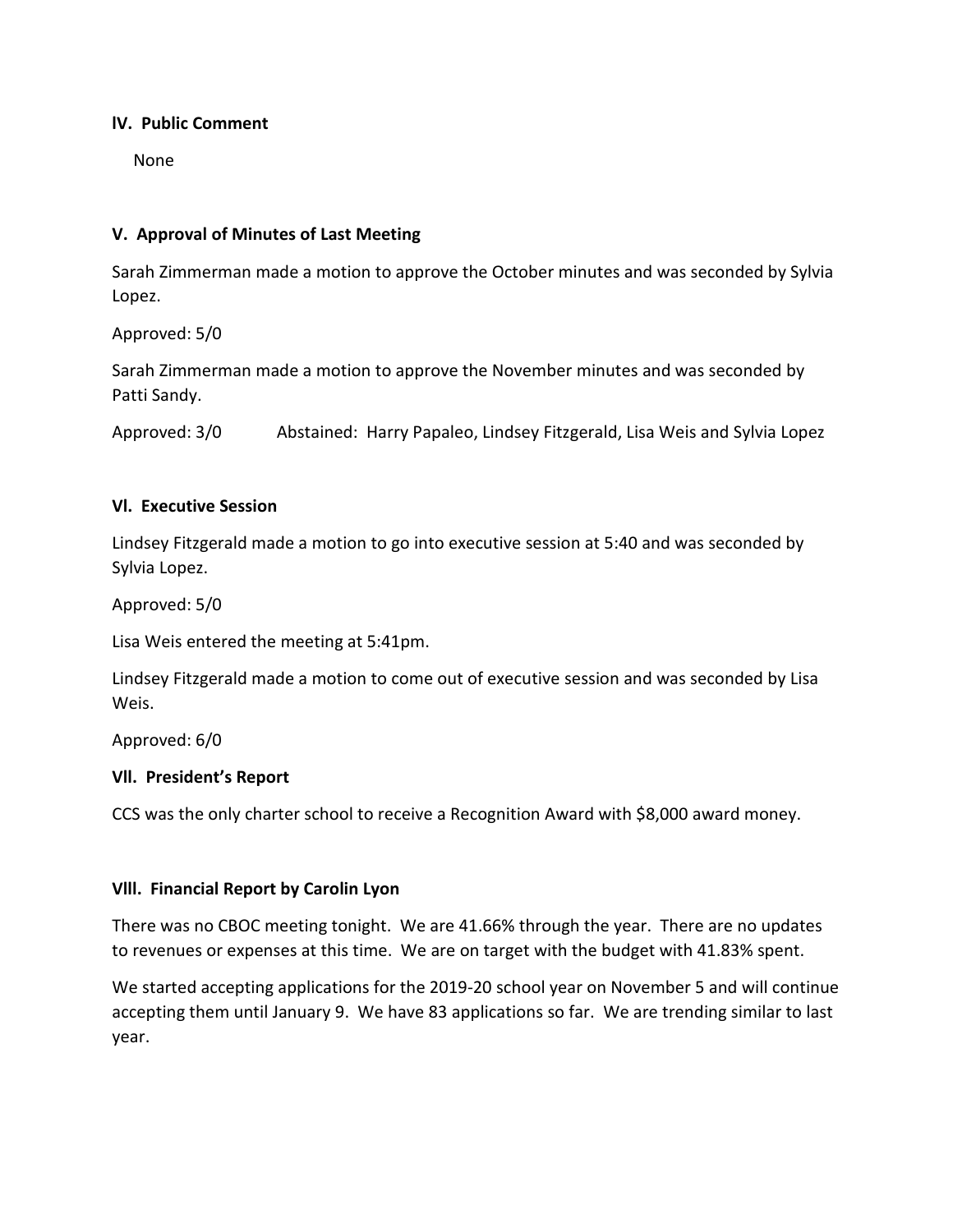### IV. Public Comment

None

### V. Approval of Minutes of Last Meeting

Sarah Zimmerman made a motion to approve the October minutes and was seconded by Sylvia Lopez.

Approved: 5/0

Sarah Zimmerman made a motion to approve the November minutes and was seconded by Patti Sandy.

Approved: 3/0 Abstained: Harry Papaleo, Lindsey Fitzgerald, Lisa Weis and Sylvia Lopez

### VI. Executive Session

Lindsey Fitzgerald made a motion to go into executive session at 5:40 and was seconded by Sylvia Lopez.

Approved: 5/0

Lisa Weis entered the meeting at 5:41pm.

Lindsey Fitzgerald made a motion to come out of executive session and was seconded by Lisa Weis.

Approved: 6/0

### VII. President's Report

CCS was the only charter school to receive a Recognition Award with $8,000 award money.

### VIII. Financial Report by Carolin Lyon

There was no CBOC meeting tonight. We are 41.66% through the year. There are no updates to revenues or expenses at this time. We are on target with the budget with 41.83% spent.

We started accepting applications for the 2019-20 school year on November 5 and will continue accepting them until January 9. We have 83 applications so far. We are trending similar to last year.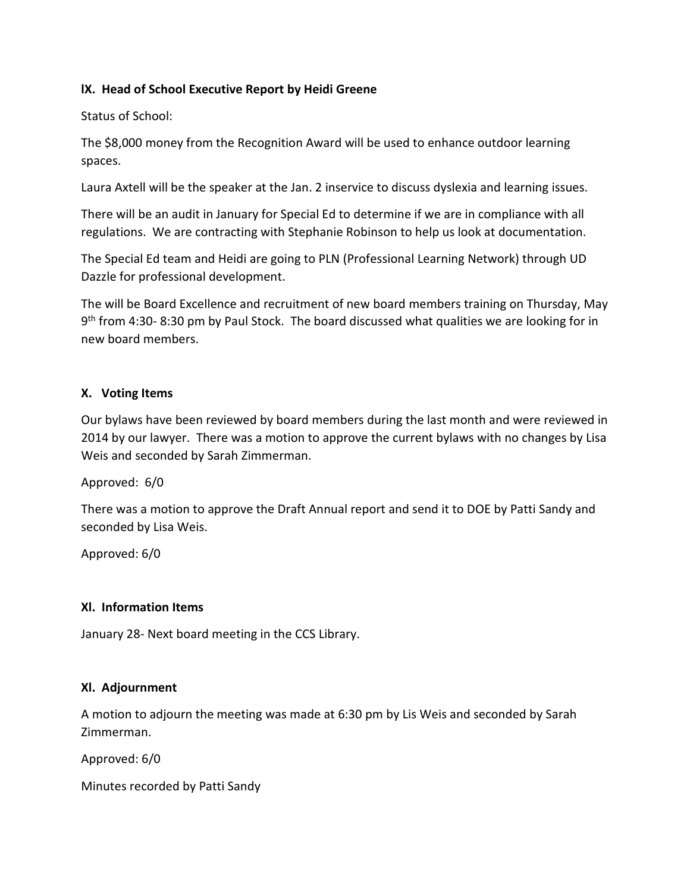### lX. Head of School Executive Report by Heidi Greene

Status of School:

The $8,000 money from the Recognition Award will be used to enhance outdoor learning spaces.

Laura Axtell will be the speaker at the Jan. 2 inservice to discuss dyslexia and learning issues.

There will be an audit in January for Special Ed to determine if we are in compliance with all regulations. We are contracting with Stephanie Robinson to help us look at documentation.

The Special Ed team and Heidi are going to PLN (Professional Learning Network) through UD Dazzle for professional development.

The will be Board Excellence and recruitment of new board members training on Thursday, May 9th from 4:30- 8:30 pm by Paul Stock. The board discussed what qualities we are looking for in new board members.

### X. Voting Items

Our bylaws have been reviewed by board members during the last month and were reviewed in 2014 by our lawyer. There was a motion to approve the current bylaws with no changes by Lisa Weis and seconded by Sarah Zimmerman.

Approved: 6/0

There was a motion to approve the Draft Annual report and send it to DOE by Patti Sandy and seconded by Lisa Weis.

Approved: 6/0

### Xl. Information Items

January 28- Next board meeting in the CCS Library.

### Xl. Adjournment

A motion to adjourn the meeting was made at 6:30 pm by Lis Weis and seconded by Sarah Zimmerman.

Approved: 6/0

Minutes recorded by Patti Sandy